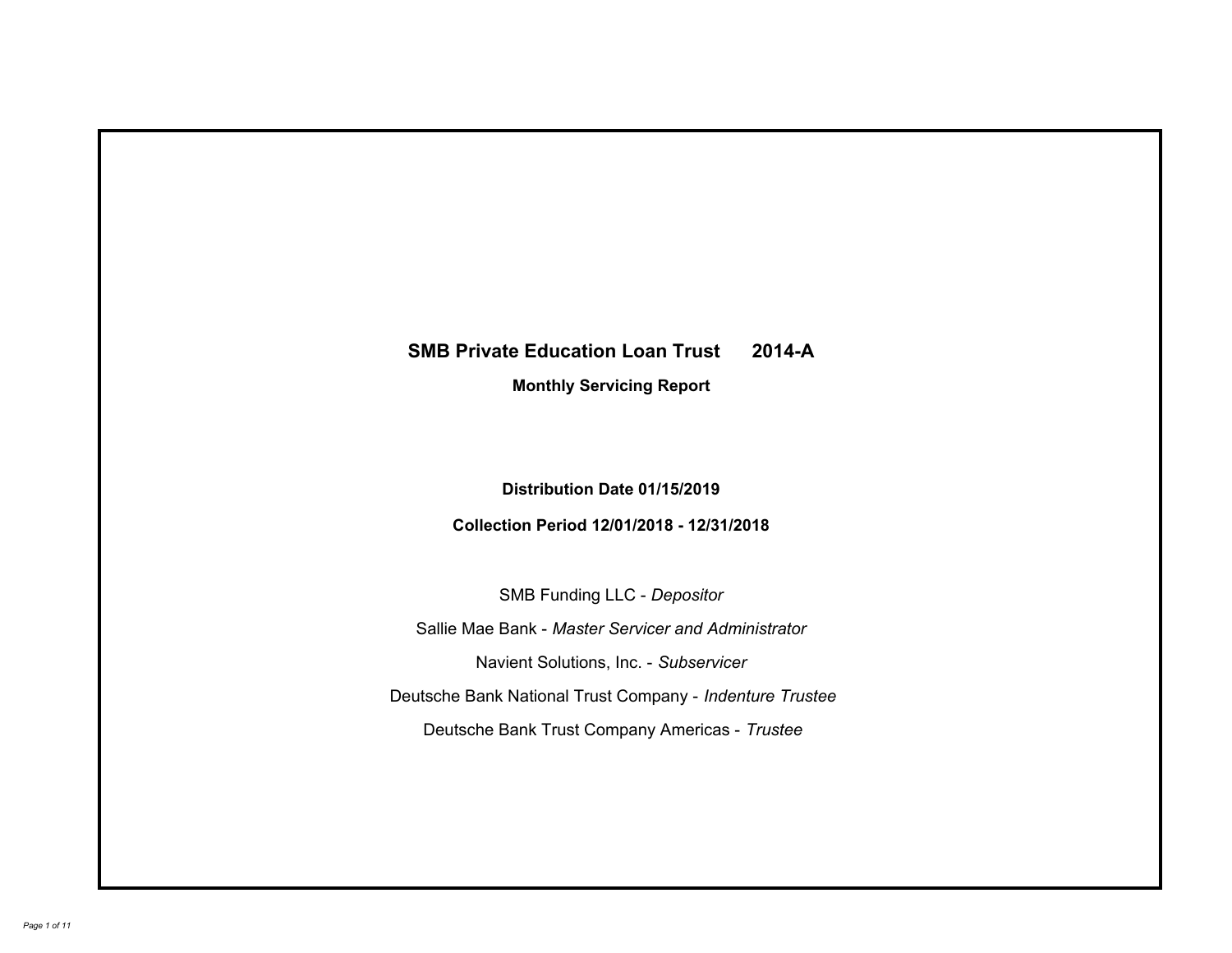# SMB Private Education Loan Trust 2014-A

**Monthly Servicing Report**

**Distribution Date 01/15/2019**

**Collection Period 12/01/2018 - 12/31/2018**

SMB Funding LLC - *Depositor*

Sallie Mae Bank - *Master Servicer and Administrator*

Navient Solutions, Inc. - *Subservicer*

Deutsche Bank National Trust Company - *Indenture Trustee*

Deutsche Bank Trust Company Americas - *Trustee*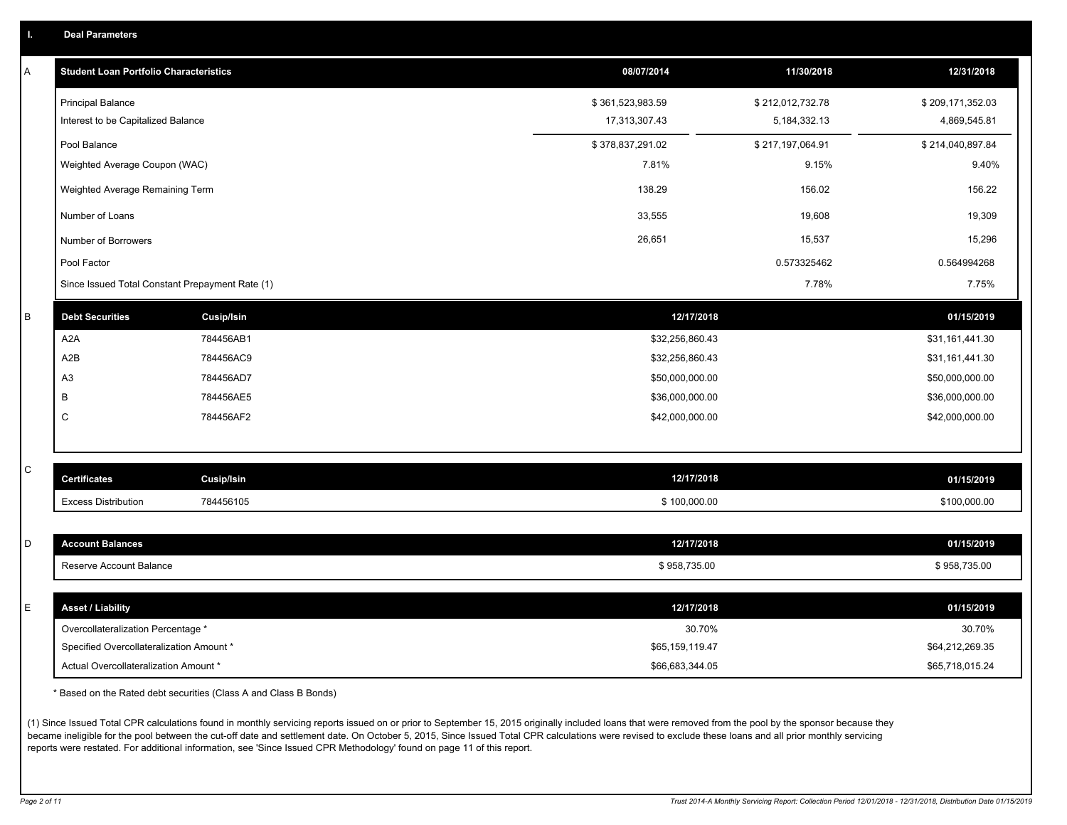## I. Deal Parameters

### A

| Student Loan Portfolio Characteristics | 08/07/2014 | 11/30/2018 | 12/31/2018 |
|---|---|---|---|
| Principal Balance | $ 361,523,983.59 | $ 212,012,732.78 | $ 209,171,352.03 |
| Interest to be Capitalized Balance | 17,313,307.43 | 5,184,332.13 | 4,869,545.81 |
| Pool Balance | $ 378,837,291.02 | $ 217,197,064.91 | $ 214,040,897.84 |
| Weighted Average Coupon (WAC) | 7.81% | 9.15% | 9.40% |
| Weighted Average Remaining Term | 138.29 | 156.02 | 156.22 |
| Number of Loans | 33,555 | 19,608 | 19,309 |
| Number of Borrowers | 26,651 | 15,537 | 15,296 |
| Pool Factor | | 0.573325462 | 0.564994268 |
| Since Issued Total Constant Prepayment Rate (1) | | 7.78% | 7.75% |

### B

| Debt Securities | Cusip/Isin | 12/17/2018 | 01/15/2019 |
|---|---|---|---|
| A2A | 784456AB1 | $32,256,860.43 | $31,161,441.30 |
| A2B | 784456AC9 | $32,256,860.43 | $31,161,441.30 |
| A3 | 784456AD7 | $50,000,000.00 | $50,000,000.00 |
| B | 784456AE5 | $36,000,000.00 | $36,000,000.00 |
| C | 784456AF2 | $42,000,000.00 | $42,000,000.00 |

### C

| Certificates | Cusip/Isin | 12/17/2018 | 01/15/2019 |
|---|---|---|---|
| Excess Distribution | 784456105 | $ 100,000.00 | $100,000.00 |

### D

| Account Balances | 12/17/2018 | 01/15/2019 |
|---|---|---|
| Reserve Account Balance | $ 958,735.00 | $ 958,735.00 |

### E

| Asset / Liability | 12/17/2018 | 01/15/2019 |
|---|---|---|
| Overcollateralization Percentage * | 30.70% | 30.70% |
| Specified Overcollateralization Amount * | $65,159,119.47 | $64,212,269.35 |
| Actual Overcollateralization Amount * | $66,683,344.05 | $65,718,015.24 |

* Based on the Rated debt securities (Class A and Class B Bonds)

(1) Since Issued Total CPR calculations found in monthly servicing reports issued on or prior to September 15, 2015 originally included loans that were removed from the pool by the sponsor because they became ineligible for the pool between the cut-off date and settlement date. On October 5, 2015, Since Issued Total CPR calculations were revised to exclude these loans and all prior monthly servicing reports were restated. For additional information, see 'Since Issued CPR Methodology' found on page 11 of this report.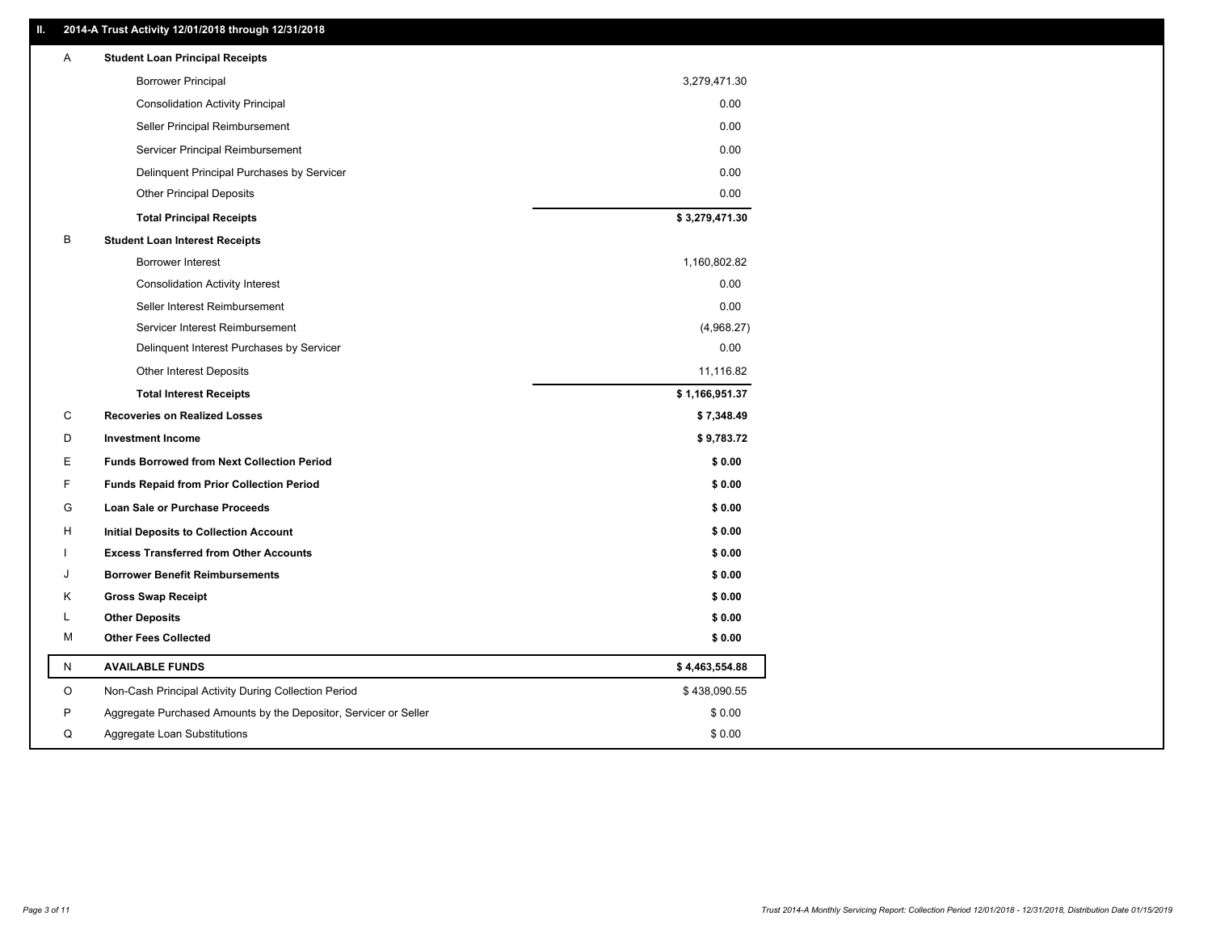## II. 2014-A Trust Activity 12/01/2018 through 12/31/2018

| | | |
|---|---|---|
| A | **Student Loan Principal Receipts** | |
| | Borrower Principal | 3,279,471.30 |
| | Consolidation Activity Principal | 0.00 |
| | Seller Principal Reimbursement | 0.00 |
| | Servicer Principal Reimbursement | 0.00 |
| | Delinquent Principal Purchases by Servicer | 0.00 |
| | Other Principal Deposits | 0.00 |
| | **Total Principal Receipts** | **$ 3,279,471.30** |
| B | **Student Loan Interest Receipts** | |
| | Borrower Interest | 1,160,802.82 |
| | Consolidation Activity Interest | 0.00 |
| | Seller Interest Reimbursement | 0.00 |
| | Servicer Interest Reimbursement | (4,968.27) |
| | Delinquent Interest Purchases by Servicer | 0.00 |
| | Other Interest Deposits | 11,116.82 |
| | **Total Interest Receipts** | **$ 1,166,951.37** |
| C | **Recoveries on Realized Losses** | **$ 7,348.49** |
| D | **Investment Income** | **$ 9,783.72** |
| E | **Funds Borrowed from Next Collection Period** | **$ 0.00** |
| F | **Funds Repaid from Prior Collection Period** | **$ 0.00** |
| G | **Loan Sale or Purchase Proceeds** | **$ 0.00** |
| H | **Initial Deposits to Collection Account** | **$ 0.00** |
| I | **Excess Transferred from Other Accounts** | **$ 0.00** |
| J | **Borrower Benefit Reimbursements** | **$ 0.00** |
| K | **Gross Swap Receipt** | **$ 0.00** |
| L | **Other Deposits** | **$ 0.00** |
| M | **Other Fees Collected** | **$ 0.00** |
| N | **AVAILABLE FUNDS** | **$ 4,463,554.88** |
| O | Non-Cash Principal Activity During Collection Period | $ 438,090.55 |
| P | Aggregate Purchased Amounts by the Depositor, Servicer or Seller | $ 0.00 |
| Q | Aggregate Loan Substitutions | $ 0.00 |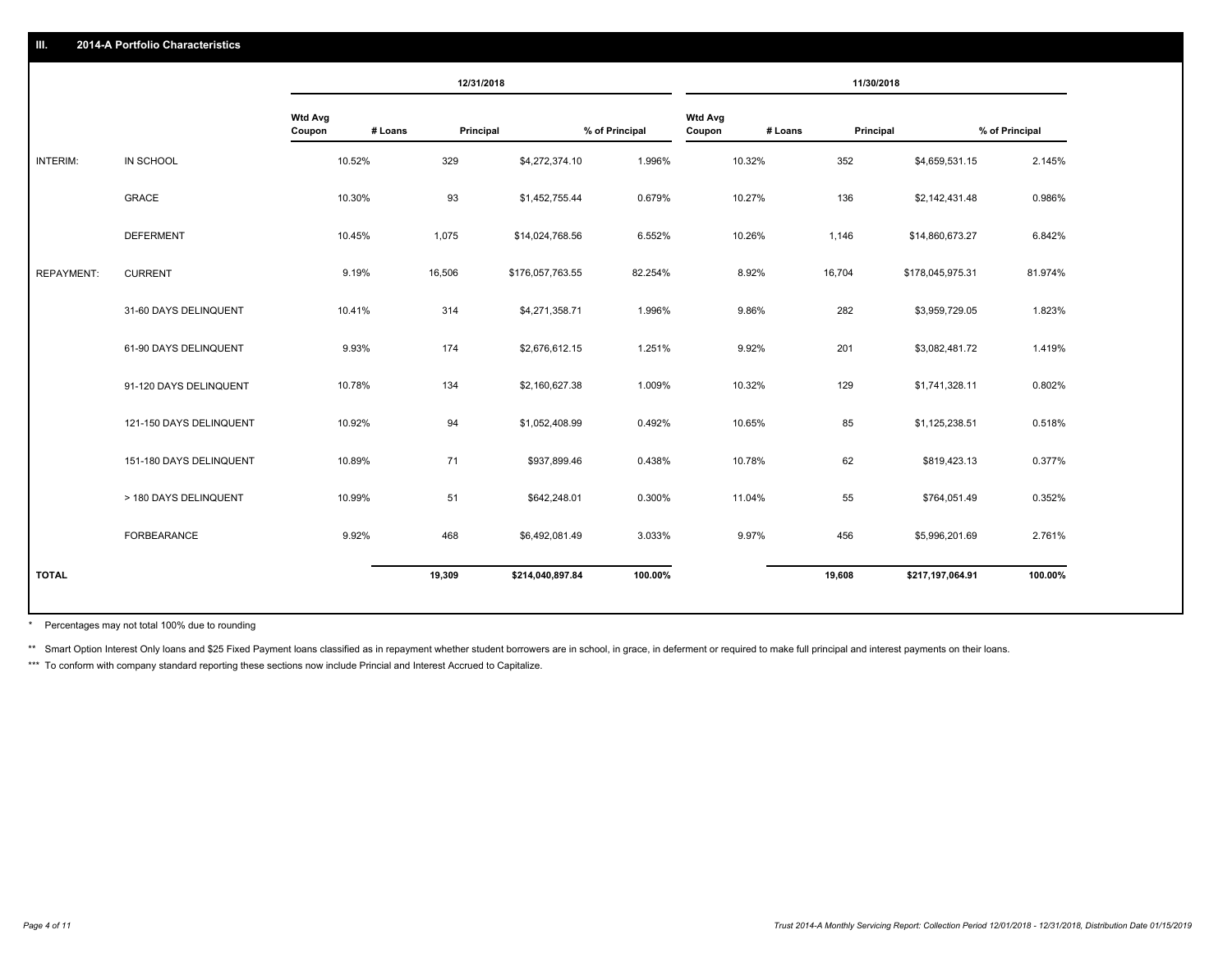## III. 2014-A Portfolio Characteristics

| | | 12/31/2018 | | | | 11/30/2018 | | | |
|---|---|---|---|---|---|---|---|---|---|
| | | Wtd Avg Coupon | # Loans | Principal | % of Principal | Wtd Avg Coupon | # Loans | Principal | % of Principal |
| INTERIM: | IN SCHOOL | 10.52% | 329 | $4,272,374.10 | 1.996% | 10.32% | 352 | $4,659,531.15 | 2.145% |
| | GRACE | 10.30% | 93 | $1,452,755.44 | 0.679% | 10.27% | 136 | $2,142,431.48 | 0.986% |
| | DEFERMENT | 10.45% | 1,075 | $14,024,768.56 | 6.552% | 10.26% | 1,146 | $14,860,673.27 | 6.842% |
| REPAYMENT: | CURRENT | 9.19% | 16,506 | $176,057,763.55 | 82.254% | 8.92% | 16,704 | $178,045,975.31 | 81.974% |
| | 31-60 DAYS DELINQUENT | 10.41% | 314 | $4,271,358.71 | 1.996% | 9.86% | 282 | $3,959,729.05 | 1.823% |
| | 61-90 DAYS DELINQUENT | 9.93% | 174 | $2,676,612.15 | 1.251% | 9.92% | 201 | $3,082,481.72 | 1.419% |
| | 91-120 DAYS DELINQUENT | 10.78% | 134 | $2,160,627.38 | 1.009% | 10.32% | 129 | $1,741,328.11 | 0.802% |
| | 121-150 DAYS DELINQUENT | 10.92% | 94 | $1,052,408.99 | 0.492% | 10.65% | 85 | $1,125,238.51 | 0.518% |
| | 151-180 DAYS DELINQUENT | 10.89% | 71 | $937,899.46 | 0.438% | 10.78% | 62 | $819,423.13 | 0.377% |
| | > 180 DAYS DELINQUENT | 10.99% | 51 | $642,248.01 | 0.300% | 11.04% | 55 | $764,051.49 | 0.352% |
| | FORBEARANCE | 9.92% | 468 | $6,492,081.49 | 3.033% | 9.97% | 456 | $5,996,201.69 | 2.761% |
| **TOTAL** | | | **19,309** | **$214,040,897.84** | **100.00%** | | **19,608** | **$217,197,064.91** | **100.00%** |

\* Percentages may not total 100% due to rounding

\*\* Smart Option Interest Only loans and $25 Fixed Payment loans classified as in repayment whether student borrowers are in school, in grace, in deferment or required to make full principal and interest payments on their loans.

\*\*\* To conform with company standard reporting these sections now include Princial and Interest Accrued to Capitalize.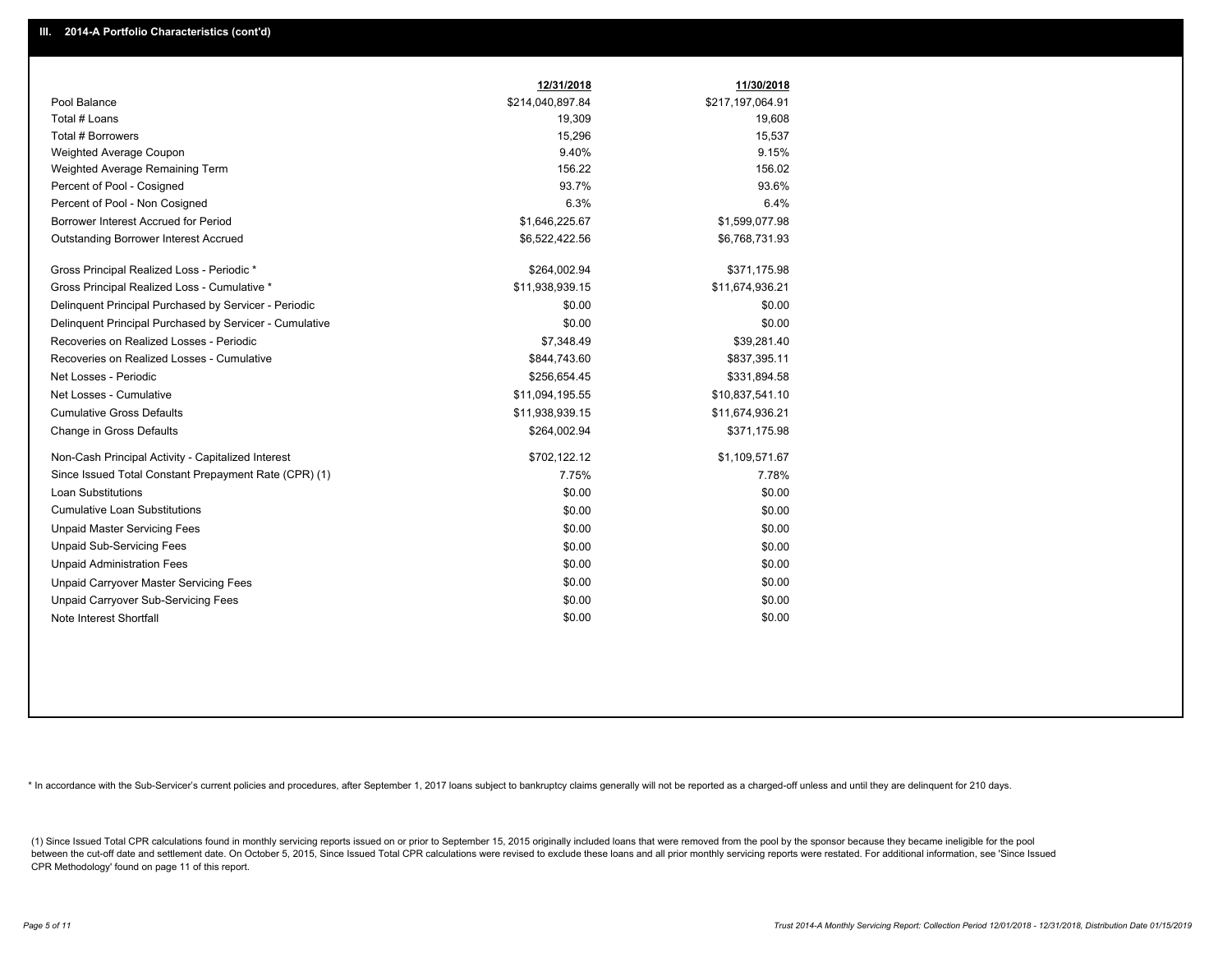# III. 2014-A Portfolio Characteristics (cont'd)

| | 12/31/2018 | 11/30/2018 |
|---|---|---|
| Pool Balance | $214,040,897.84 | $217,197,064.91 |
| Total # Loans | 19,309 | 19,608 |
| Total # Borrowers | 15,296 | 15,537 |
| Weighted Average Coupon | 9.40% | 9.15% |
| Weighted Average Remaining Term | 156.22 | 156.02 |
| Percent of Pool - Cosigned | 93.7% | 93.6% |
| Percent of Pool - Non Cosigned | 6.3% | 6.4% |
| Borrower Interest Accrued for Period | $1,646,225.67 | $1,599,077.98 |
| Outstanding Borrower Interest Accrued | $6,522,422.56 | $6,768,731.93 |
| Gross Principal Realized Loss - Periodic * | $264,002.94 | $371,175.98 |
| Gross Principal Realized Loss - Cumulative * | $11,938,939.15 | $11,674,936.21 |
| Delinquent Principal Purchased by Servicer - Periodic | $0.00 | $0.00 |
| Delinquent Principal Purchased by Servicer - Cumulative | $0.00 | $0.00 |
| Recoveries on Realized Losses - Periodic | $7,348.49 | $39,281.40 |
| Recoveries on Realized Losses - Cumulative | $844,743.60 | $837,395.11 |
| Net Losses - Periodic | $256,654.45 | $331,894.58 |
| Net Losses - Cumulative | $11,094,195.55 | $10,837,541.10 |
| Cumulative Gross Defaults | $11,938,939.15 | $11,674,936.21 |
| Change in Gross Defaults | $264,002.94 | $371,175.98 |
| Non-Cash Principal Activity - Capitalized Interest | $702,122.12 | $1,109,571.67 |
| Since Issued Total Constant Prepayment Rate (CPR) (1) | 7.75% | 7.78% |
| Loan Substitutions | $0.00 | $0.00 |
| Cumulative Loan Substitutions | $0.00 | $0.00 |
| Unpaid Master Servicing Fees | $0.00 | $0.00 |
| Unpaid Sub-Servicing Fees | $0.00 | $0.00 |
| Unpaid Administration Fees | $0.00 | $0.00 |
| Unpaid Carryover Master Servicing Fees | $0.00 | $0.00 |
| Unpaid Carryover Sub-Servicing Fees | $0.00 | $0.00 |
| Note Interest Shortfall | $0.00 | $0.00 |

* In accordance with the Sub-Servicer's current policies and procedures, after September 1, 2017 loans subject to bankruptcy claims generally will not be reported as a charged-off unless and until they are delinquent for 210 days.

(1) Since Issued Total CPR calculations found in monthly servicing reports issued on or prior to September 15, 2015 originally included loans that were removed from the pool by the sponsor because they became ineligible for the pool between the cut-off date and settlement date. On October 5, 2015, Since Issued Total CPR calculations were revised to exclude these loans and all prior monthly servicing reports were restated. For additional information, see 'Since Issued CPR Methodology' found on page 11 of this report.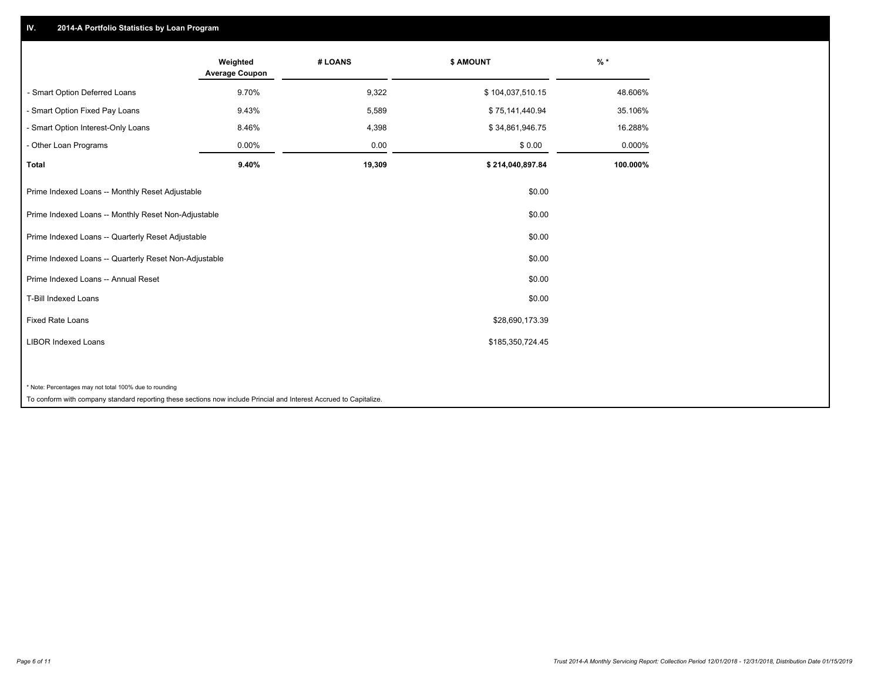## IV. 2014-A Portfolio Statistics by Loan Program

| | Weighted Average Coupon | # LOANS | $ AMOUNT | % * |
|---|---|---|---|---|
| - Smart Option Deferred Loans | 9.70% | 9,322 | $ 104,037,510.15 | 48.606% |
| - Smart Option Fixed Pay Loans | 9.43% | 5,589 | $ 75,141,440.94 | 35.106% |
| - Smart Option Interest-Only Loans | 8.46% | 4,398 | $ 34,861,946.75 | 16.288% |
| - Other Loan Programs | 0.00% | 0.00 | $ 0.00 | 0.000% |
| **Total** | **9.40%** | **19,309** | **$ 214,040,897.84** | **100.000%** |

| | $ AMOUNT |
|---|---|
| Prime Indexed Loans -- Monthly Reset Adjustable | $0.00 |
| Prime Indexed Loans -- Monthly Reset Non-Adjustable | $0.00 |
| Prime Indexed Loans -- Quarterly Reset Adjustable | $0.00 |
| Prime Indexed Loans -- Quarterly Reset Non-Adjustable | $0.00 |
| Prime Indexed Loans -- Annual Reset | $0.00 |
| T-Bill Indexed Loans | $0.00 |
| Fixed Rate Loans | $28,690,173.39 |
| LIBOR Indexed Loans | $185,350,724.45 |

* Note: Percentages may not total 100% due to rounding

To conform with company standard reporting these sections now include Princial and Interest Accrued to Capitalize.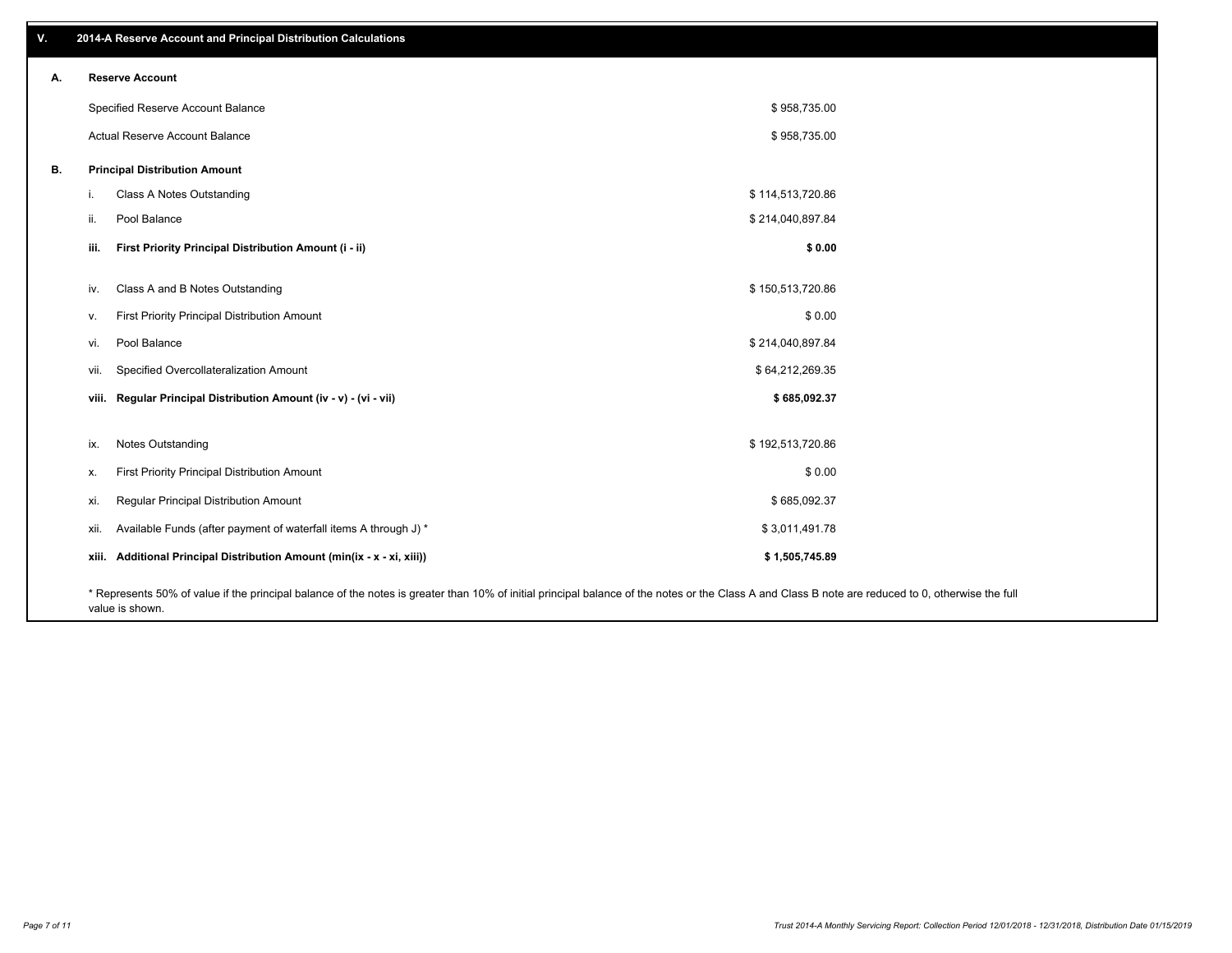## V. 2014-A Reserve Account and Principal Distribution Calculations

### A. Reserve Account

| | |
|---|---|
| Specified Reserve Account Balance | $ 958,735.00 |
| Actual Reserve Account Balance | $ 958,735.00 |

### B. Principal Distribution Amount

| | | |
|---|---|---|
| i. | Class A Notes Outstanding | $ 114,513,720.86 |
| ii. | Pool Balance | $ 214,040,897.84 |
| **iii.** | **First Priority Principal Distribution Amount (i - ii)** | **$ 0.00** |
| iv. | Class A and B Notes Outstanding | $ 150,513,720.86 |
| v. | First Priority Principal Distribution Amount | $ 0.00 |
| vi. | Pool Balance | $ 214,040,897.84 |
| vii. | Specified Overcollateralization Amount | $ 64,212,269.35 |
| **viii.** | **Regular Principal Distribution Amount (iv - v) - (vi - vii)** | **$ 685,092.37** |
| ix. | Notes Outstanding | $ 192,513,720.86 |
| x. | First Priority Principal Distribution Amount | $ 0.00 |
| xi. | Regular Principal Distribution Amount | $ 685,092.37 |
| xii. | Available Funds (after payment of waterfall items A through J) * | $ 3,011,491.78 |
| **xiii.** | **Additional Principal Distribution Amount (min(ix - x - xi, xiii))** | **$ 1,505,745.89** |

* Represents 50% of value if the principal balance of the notes is greater than 10% of initial principal balance of the notes or the Class A and Class B note are reduced to 0, otherwise the full value is shown.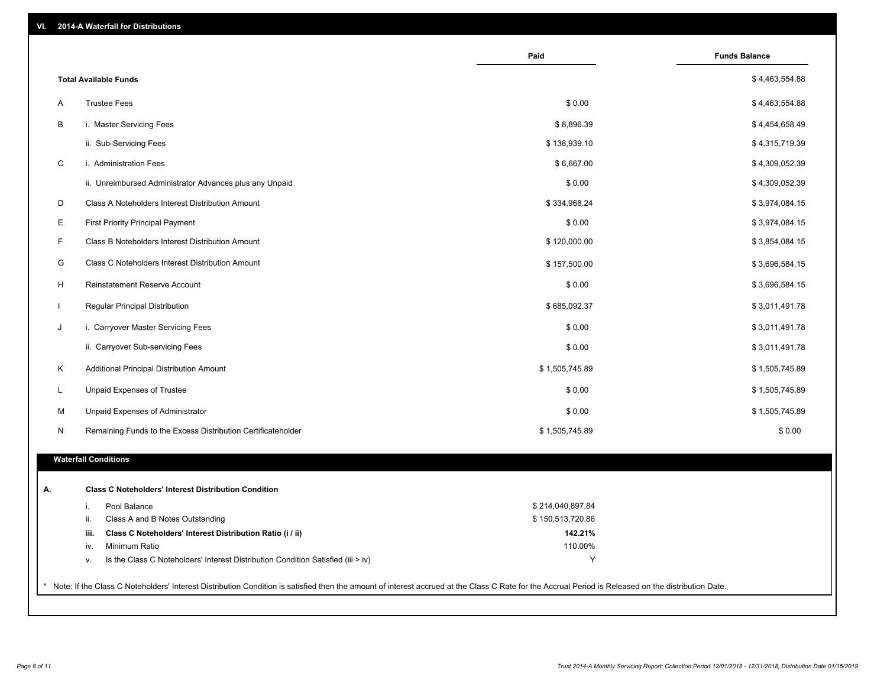## VI. 2014-A Waterfall for Distributions

| | | Paid | Funds Balance |
|---|---|---|---|
| | **Total Available Funds** | | $ 4,463,554.88 |
| A | Trustee Fees | $ 0.00 | $ 4,463,554.88 |
| B | i. Master Servicing Fees | $ 8,896.39 | $ 4,454,658.49 |
| | ii. Sub-Servicing Fees | $ 138,939.10 | $ 4,315,719.39 |
| C | i. Administration Fees | $ 6,667.00 | $ 4,309,052.39 |
| | ii. Unreimbursed Administrator Advances plus any Unpaid | $ 0.00 | $ 4,309,052.39 |
| D | Class A Noteholders Interest Distribution Amount | $ 334,968.24 | $ 3,974,084.15 |
| E | First Priority Principal Payment | $ 0.00 | $ 3,974,084.15 |
| F | Class B Noteholders Interest Distribution Amount | $ 120,000.00 | $ 3,854,084.15 |
| G | Class C Noteholders Interest Distribution Amount | $ 157,500.00 | $ 3,696,584.15 |
| H | Reinstatement Reserve Account | $ 0.00 | $ 3,696,584.15 |
| I | Regular Principal Distribution | $ 685,092.37 | $ 3,011,491.78 |
| J | i. Carryover Master Servicing Fees | $ 0.00 | $ 3,011,491.78 |
| | ii. Carryover Sub-servicing Fees | $ 0.00 | $ 3,011,491.78 |
| K | Additional Principal Distribution Amount | $ 1,505,745.89 | $ 1,505,745.89 |
| L | Unpaid Expenses of Trustee | $ 0.00 | $ 1,505,745.89 |
| M | Unpaid Expenses of Administrator | $ 0.00 | $ 1,505,745.89 |
| N | Remaining Funds to the Excess Distribution Certificateholder | $ 1,505,745.89 | $ 0.00 |

### Waterfall Conditions

**A. Class C Noteholders' Interest Distribution Condition**

| | | |
|---|---|---|
| i. | Pool Balance | $ 214,040,897.84 |
| ii. | Class A and B Notes Outstanding | $ 150,513,720.86 |
| **iii.** | **Class C Noteholders' Interest Distribution Ratio (i / ii)** | **142.21%** |
| iv. | Minimum Ratio | 110.00% |
| v. | Is the Class C Noteholders' Interest Distribution Condition Satisfied (iii > iv) | Y |

* Note: If the Class C Noteholders' Interest Distribution Condition is satisfied then the amount of interest accrued at the Class C Rate for the Accrual Period is Released on the distribution Date.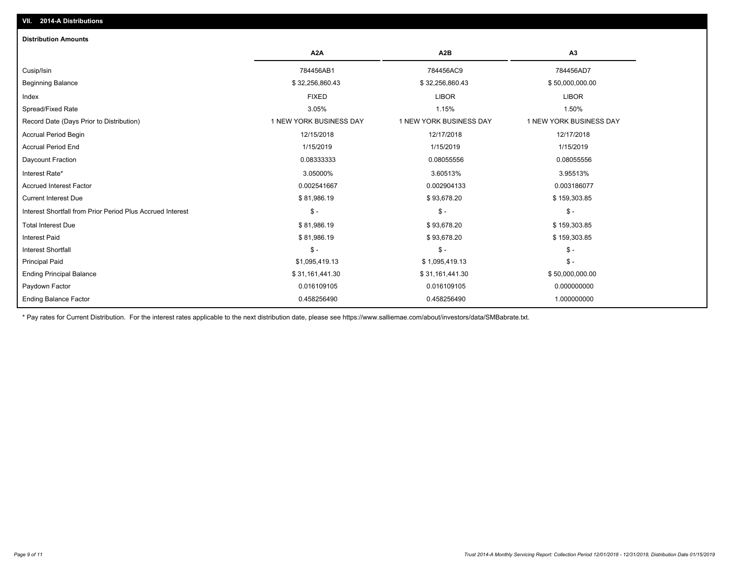## VII. 2014-A Distributions

### Distribution Amounts

| | A2A | A2B | A3 |
|---|---|---|---|
| Cusip/Isin | 784456AB1 | 784456AC9 | 784456AD7 |
| Beginning Balance | $ 32,256,860.43 | $ 32,256,860.43 | $ 50,000,000.00 |
| Index | FIXED | LIBOR | LIBOR |
| Spread/Fixed Rate | 3.05% | 1.15% | 1.50% |
| Record Date (Days Prior to Distribution) | 1 NEW YORK BUSINESS DAY | 1 NEW YORK BUSINESS DAY | 1 NEW YORK BUSINESS DAY |
| Accrual Period Begin | 12/15/2018 | 12/17/2018 | 12/17/2018 |
| Accrual Period End | 1/15/2019 | 1/15/2019 | 1/15/2019 |
| Daycount Fraction | 0.08333333 | 0.08055556 | 0.08055556 |
| Interest Rate* | 3.05000% | 3.60513% | 3.95513% |
| Accrued Interest Factor | 0.002541667 | 0.002904133 | 0.003186077 |
| Current Interest Due | $ 81,986.19 | $ 93,678.20 | $ 159,303.85 |
| Interest Shortfall from Prior Period Plus Accrued Interest | $ - | $ - | $ - |
| Total Interest Due | $ 81,986.19 | $ 93,678.20 | $ 159,303.85 |
| Interest Paid | $ 81,986.19 | $ 93,678.20 | $ 159,303.85 |
| Interest Shortfall | $ - | $ - | $ - |
| Principal Paid | $1,095,419.13 | $ 1,095,419.13 | $ - |
| Ending Principal Balance | $ 31,161,441.30 | $ 31,161,441.30 | $ 50,000,000.00 |
| Paydown Factor | 0.016109105 | 0.016109105 | 0.000000000 |
| Ending Balance Factor | 0.458256490 | 0.458256490 | 1.000000000 |

* Pay rates for Current Distribution. For the interest rates applicable to the next distribution date, please see https://www.salliemae.com/about/investors/data/SMBabrate.txt.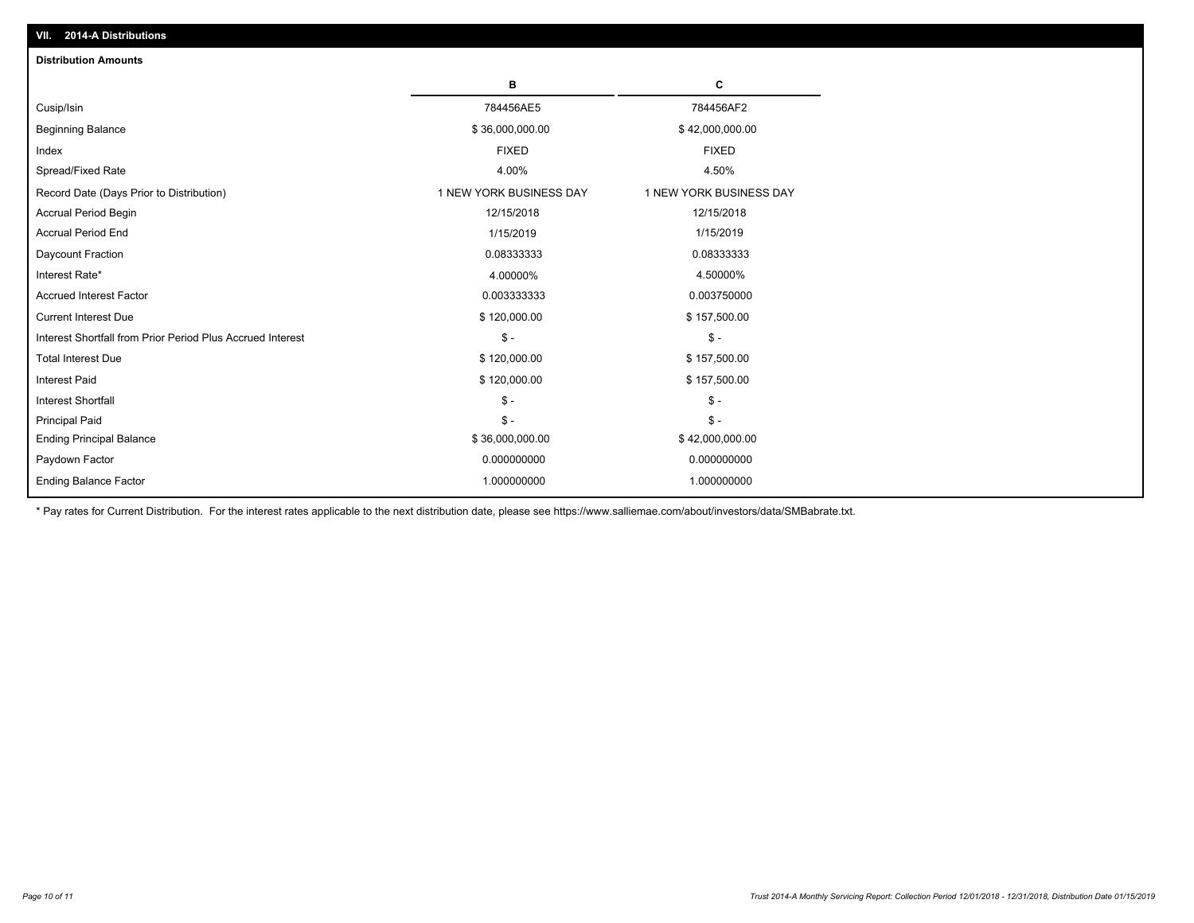## VII. 2014-A Distributions

### Distribution Amounts

| | B | C |
|---|---|---|
| Cusip/Isin | 784456AE5 | 784456AF2 |
| Beginning Balance | $ 36,000,000.00 | $ 42,000,000.00 |
| Index | FIXED | FIXED |
| Spread/Fixed Rate | 4.00% | 4.50% |
| Record Date (Days Prior to Distribution) | 1 NEW YORK BUSINESS DAY | 1 NEW YORK BUSINESS DAY |
| Accrual Period Begin | 12/15/2018 | 12/15/2018 |
| Accrual Period End | 1/15/2019 | 1/15/2019 |
| Daycount Fraction | 0.08333333 | 0.08333333 |
| Interest Rate* | 4.00000% | 4.50000% |
| Accrued Interest Factor | 0.003333333 | 0.003750000 |
| Current Interest Due | $ 120,000.00 | $ 157,500.00 |
| Interest Shortfall from Prior Period Plus Accrued Interest | $ - | $ - |
| Total Interest Due | $ 120,000.00 | $ 157,500.00 |
| Interest Paid | $ 120,000.00 | $ 157,500.00 |
| Interest Shortfall | $ - | $ - |
| Principal Paid | $ - | $ - |
| Ending Principal Balance | $ 36,000,000.00 | $ 42,000,000.00 |
| Paydown Factor | 0.000000000 | 0.000000000 |
| Ending Balance Factor | 1.000000000 | 1.000000000 |

* Pay rates for Current Distribution. For the interest rates applicable to the next distribution date, please see https://www.salliemae.com/about/investors/data/SMBabrate.txt.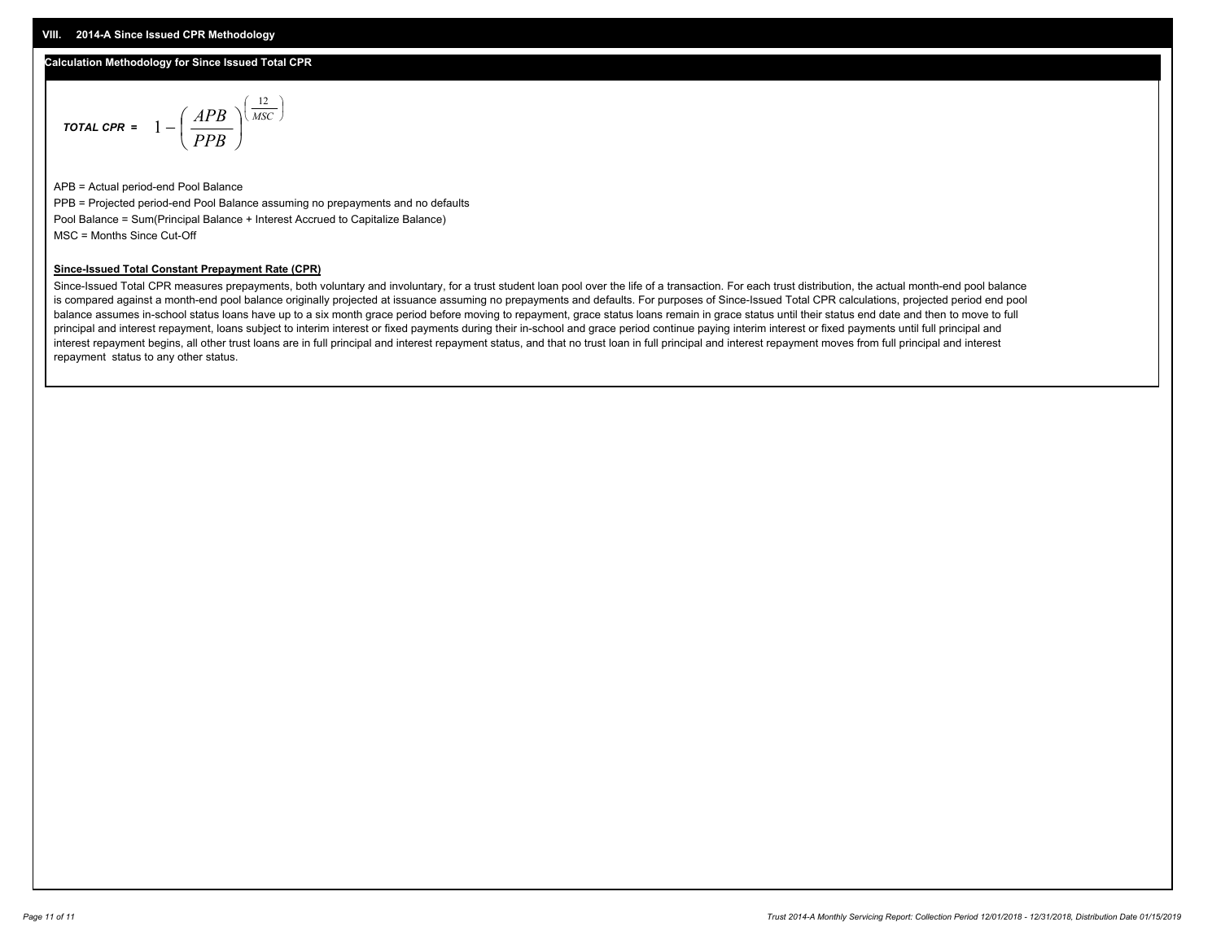## VIII. 2014-A Since Issued CPR Methodology

### Calculation Methodology for Since Issued Total CPR

$$\textbf{TOTAL CPR} = 1 - \left( \frac{APB}{PPB} \right)^{\left( \frac{12}{MSC} \right)}$$

APB = Actual period-end Pool Balance

PPB = Projected period-end Pool Balance assuming no prepayments and no defaults

Pool Balance = Sum(Principal Balance + Interest Accrued to Capitalize Balance)

MSC = Months Since Cut-Off

**Since-Issued Total Constant Prepayment Rate (CPR)**

Since-Issued Total CPR measures prepayments, both voluntary and involuntary, for a trust student loan pool over the life of a transaction. For each trust distribution, the actual month-end pool balance is compared against a month-end pool balance originally projected at issuance assuming no prepayments and defaults. For purposes of Since-Issued Total CPR calculations, projected period end pool balance assumes in-school status loans have up to a six month grace period before moving to repayment, grace status loans remain in grace status until their status end date and then to move to full principal and interest repayment, loans subject to interim interest or fixed payments during their in-school and grace period continue paying interim interest or fixed payments until full principal and interest repayment begins, all other trust loans are in full principal and interest repayment status, and that no trust loan in full principal and interest repayment moves from full principal and interest repayment status to any other status.